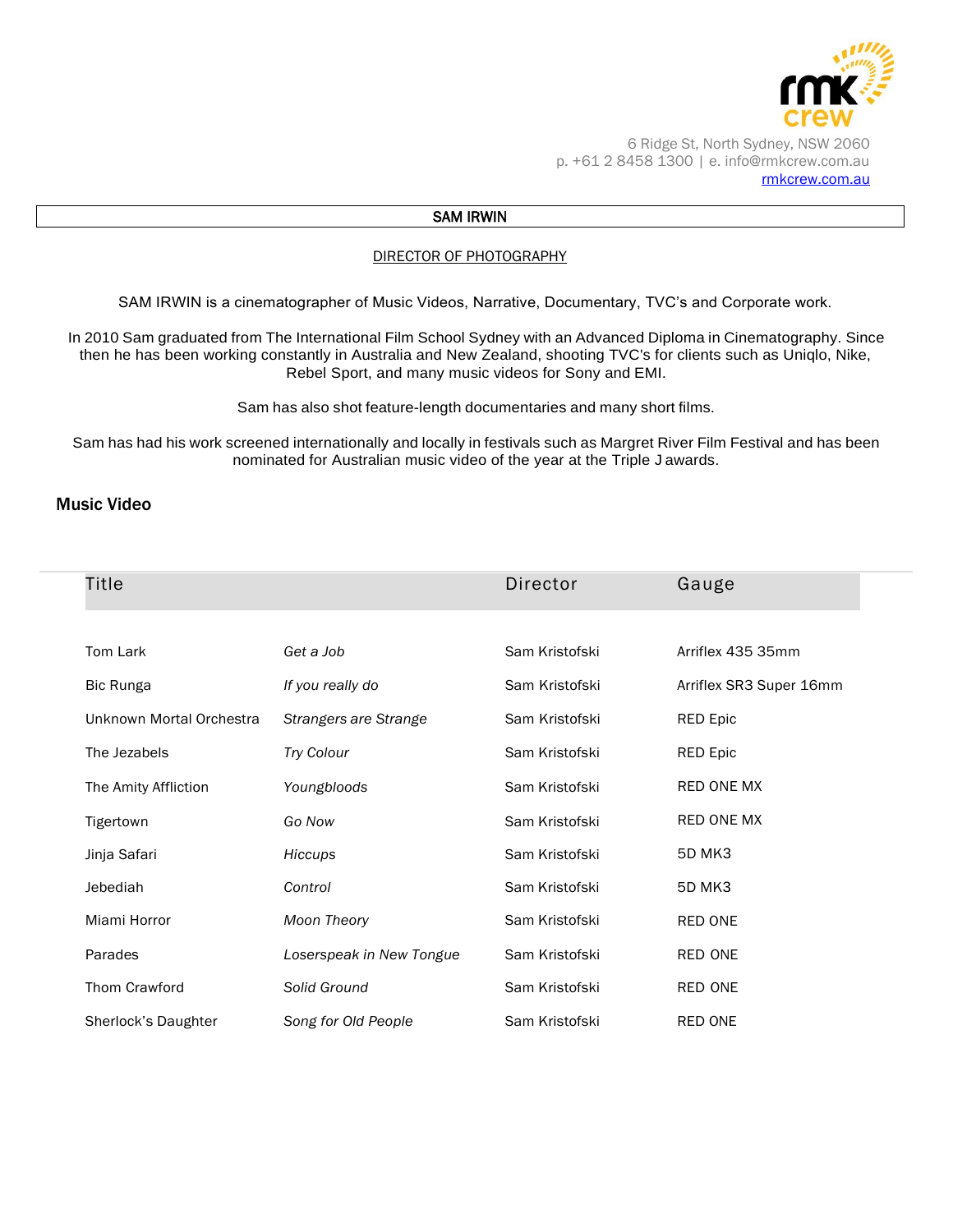rmk crew

6 Ridge St, North Sydney, NSW 2060
p. +61 2 8458 1300 | e. info@rmkcrew.com.au
rmkcrew.com.au

# SAM IRWIN

## DIRECTOR OF PHOTOGRAPHY

SAM IRWIN is a cinematographer of Music Videos, Narrative, Documentary, TVC's and Corporate work.

In 2010 Sam graduated from The International Film School Sydney with an Advanced Diploma in Cinematography. Since then he has been working constantly in Australia and New Zealand, shooting TVC's for clients such as Uniqlo, Nike, Rebel Sport, and many music videos for Sony and EMI.

Sam has also shot feature-length documentaries and many short films.

Sam has had his work screened internationally and locally in festivals such as Margret River Film Festival and has been nominated for Australian music video of the year at the Triple J awards.

### Music Video

| Title | | Director | Gauge |
|---|---|---|---|
| Tom Lark | *Get a Job* | Sam Kristofski | Arriflex 435 35mm |
| Bic Runga | *If you really do* | Sam Kristofski | Arriflex SR3 Super 16mm |
| Unknown Mortal Orchestra | *Strangers are Strange* | Sam Kristofski | RED Epic |
| The Jezabels | *Try Colour* | Sam Kristofski | RED Epic |
| The Amity Affliction | *Youngbloods* | Sam Kristofski | RED ONE MX |
| Tigertown | *Go Now* | Sam Kristofski | RED ONE MX |
| Jinja Safari | *Hiccups* | Sam Kristofski | 5D MK3 |
| Jebediah | *Control* | Sam Kristofski | 5D MK3 |
| Miami Horror | *Moon Theory* | Sam Kristofski | RED ONE |
| Parades | *Loserspeak in New Tongue* | Sam Kristofski | RED ONE |
| Thom Crawford | *Solid Ground* | Sam Kristofski | RED ONE |
| Sherlock's Daughter | *Song for Old People* | Sam Kristofski | RED ONE |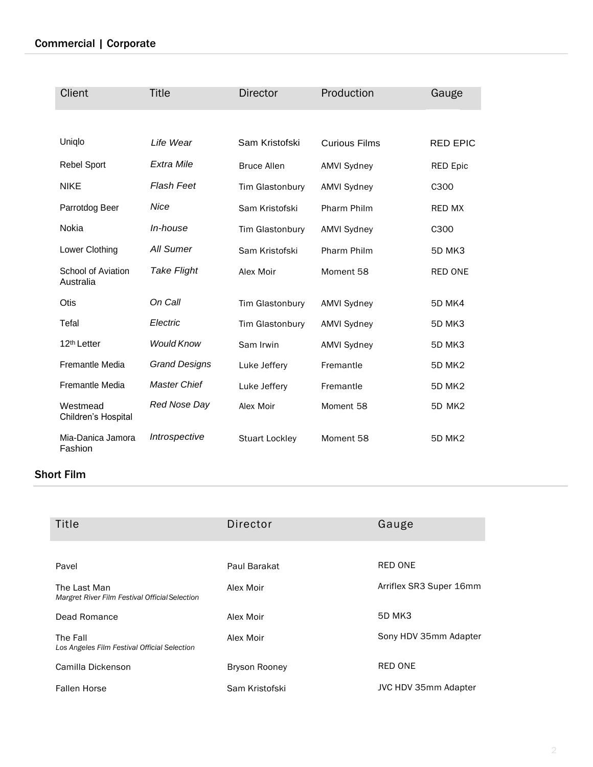## Commercial | Corporate

| Client | Title | Director | Production | Gauge |
|---|---|---|---|---|
| Uniqlo | *Life Wear* | Sam Kristofski | Curious Films | RED EPIC |
| Rebel Sport | *Extra Mile* | Bruce Allen | AMVI Sydney | RED Epic |
| NIKE | *Flash Feet* | Tim Glastonbury | AMVI Sydney | C300 |
| Parrotdog Beer | *Nice* | Sam Kristofski | Pharm Philm | RED MX |
| Nokia | *In-house* | Tim Glastonbury | AMVI Sydney | C300 |
| Lower Clothing | *All Sumer* | Sam Kristofski | Pharm Philm | 5D MK3 |
| School of Aviation Australia | *Take Flight* | Alex Moir | Moment 58 | RED ONE |
| Otis | *On Call* | Tim Glastonbury | AMVI Sydney | 5D MK4 |
| Tefal | *Electric* | Tim Glastonbury | AMVI Sydney | 5D MK3 |
| 12th Letter | *Would Know* | Sam Irwin | AMVI Sydney | 5D MK3 |
| Fremantle Media | *Grand Designs* | Luke Jeffery | Fremantle | 5D MK2 |
| Fremantle Media | *Master Chief* | Luke Jeffery | Fremantle | 5D MK2 |
| Westmead Children's Hospital | *Red Nose Day* | Alex Moir | Moment 58 | 5D MK2 |
| Mia-Danica Jamora Fashion | *Introspective* | Stuart Lockley | Moment 58 | 5D MK2 |

## Short Film

| Title | Director | Gauge |
|---|---|---|
| Pavel | Paul Barakat | RED ONE |
| The Last Man<br>*Margret River Film Festival Official Selection* | Alex Moir | Arriflex SR3 Super 16mm |
| Dead Romance | Alex Moir | 5D MK3 |
| The Fall<br>*Los Angeles Film Festival Official Selection* | Alex Moir | Sony HDV 35mm Adapter |
| Camilla Dickenson | Bryson Rooney | RED ONE |
| Fallen Horse | Sam Kristofski | JVC HDV 35mm Adapter |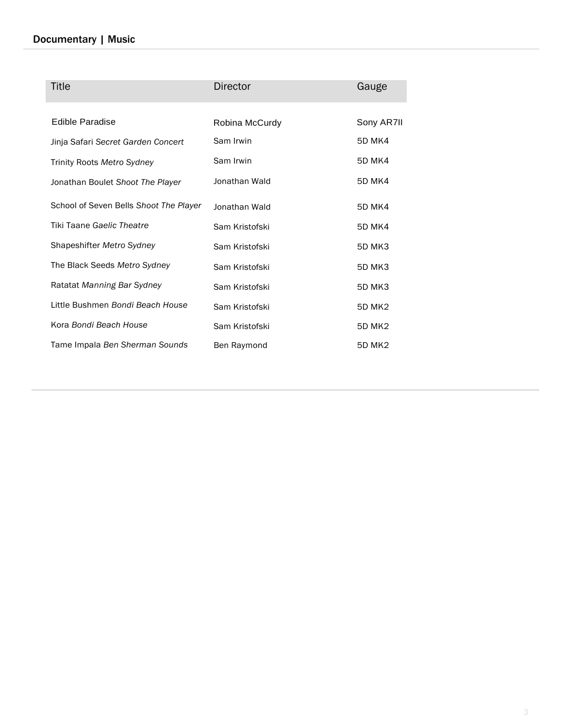## Documentary | Music

| Title | Director | Gauge |
|---|---|---|
| Edible Paradise | Robina McCurdy | Sony AR7II |
| Jinja Safari *Secret Garden Concert* | Sam Irwin | 5D MK4 |
| Trinity Roots *Metro Sydney* | Sam Irwin | 5D MK4 |
| Jonathan Boulet *Shoot The Player* | Jonathan Wald | 5D MK4 |
| School of Seven Bells *Shoot The Player* | Jonathan Wald | 5D MK4 |
| Tiki Taane *Gaelic Theatre* | Sam Kristofski | 5D MK4 |
| Shapeshifter *Metro Sydney* | Sam Kristofski | 5D MK3 |
| The Black Seeds *Metro Sydney* | Sam Kristofski | 5D MK3 |
| Ratatat *Manning Bar Sydney* | Sam Kristofski | 5D MK3 |
| Little Bushmen *Bondi Beach House* | Sam Kristofski | 5D MK2 |
| Kora *Bondi Beach House* | Sam Kristofski | 5D MK2 |
| Tame Impala *Ben Sherman Sounds* | Ben Raymond | 5D MK2 |